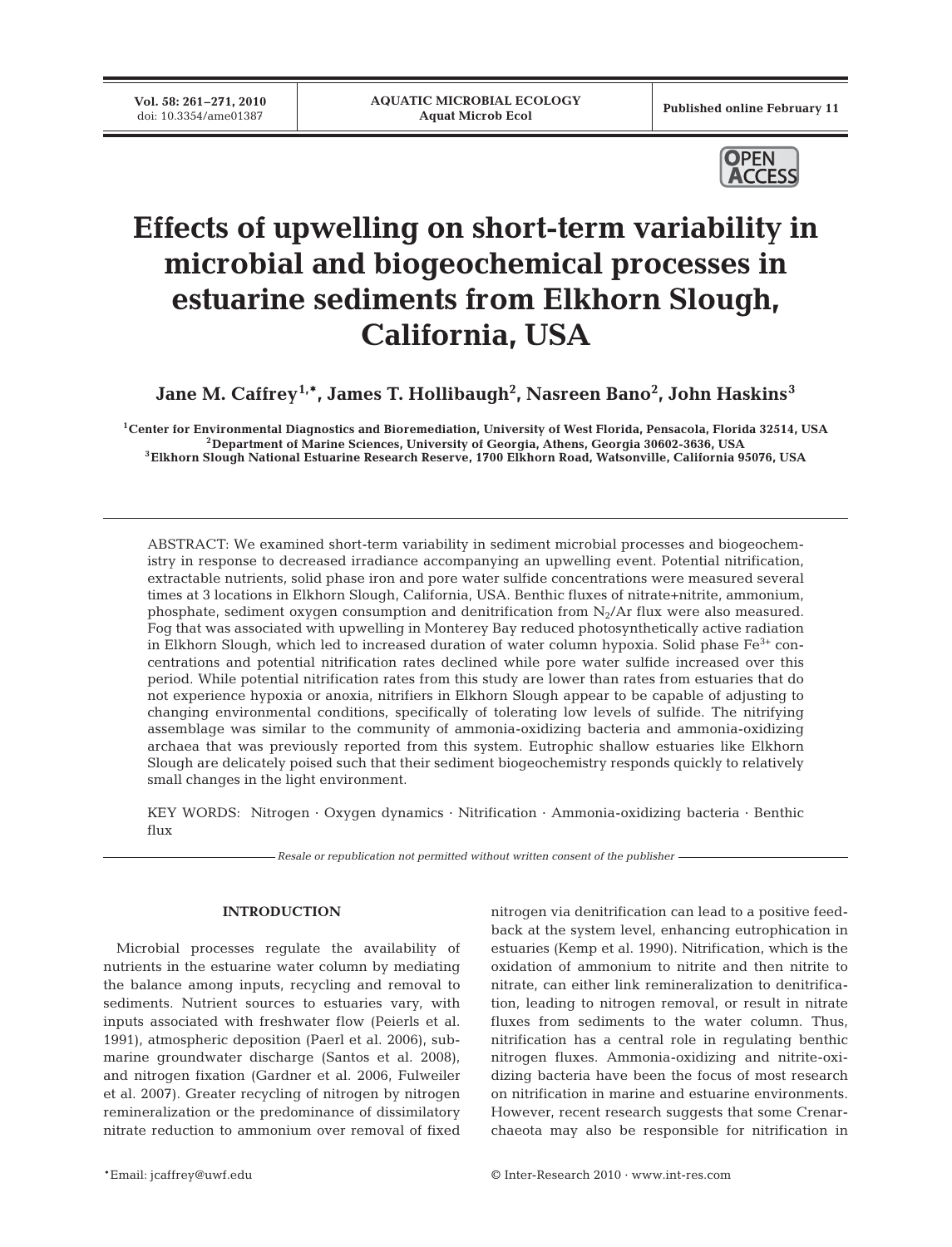# Effects of upwelling on short-term variability in microbial and biogeochemical processes in estuarine sediments from Elkhorn Slough, California, USA

**Jane M. Caffrey[1,*], James T. Hollibaugh[2], Nasreen Bano[2], John Haskins[3]**

[1]Center for Environmental Diagnostics and Bioremediation, University of West Florida, Pensacola, Florida 32514, USA
[2]Department of Marine Sciences, University of Georgia, Athens, Georgia 30602-3636, USA
[3]Elkhorn Slough National Estuarine Research Reserve, 1700 Elkhorn Road, Watsonville, California 95076, USA

ABSTRACT: We examined short-term variability in sediment microbial processes and biogeochemistry in response to decreased irradiance accompanying an upwelling event. Potential nitrification, extractable nutrients, solid phase iron and pore water sulfide concentrations were measured several times at 3 locations in Elkhorn Slough, California, USA. Benthic fluxes of nitrate+nitrite, ammonium, phosphate, sediment oxygen consumption and denitrification from $N_2$/Ar flux were also measured. Fog that was associated with upwelling in Monterey Bay reduced photosynthetically active radiation in Elkhorn Slough, which led to increased duration of water column hypoxia. Solid phase $Fe^{3+}$ concentrations and potential nitrification rates declined while pore water sulfide increased over this period. While potential nitrification rates from this study are lower than rates from estuaries that do not experience hypoxia or anoxia, nitrifiers in Elkhorn Slough appear to be capable of adjusting to changing environmental conditions, specifically of tolerating low levels of sulfide. The nitrifying assemblage was similar to the community of ammonia-oxidizing bacteria and ammonia-oxidizing archaea that was previously reported from this system. Eutrophic shallow estuaries like Elkhorn Slough are delicately poised such that their sediment biogeochemistry responds quickly to relatively small changes in the light environment.

KEY WORDS: Nitrogen · Oxygen dynamics · Nitrification · Ammonia-oxidizing bacteria · Benthic flux

*Resale or republication not permitted without written consent of the publisher*

## INTRODUCTION

Microbial processes regulate the availability of nutrients in the estuarine water column by mediating the balance among inputs, recycling and removal to sediments. Nutrient sources to estuaries vary, with inputs associated with freshwater flow (Peierls et al. 1991), atmospheric deposition (Paerl et al. 2006), submarine groundwater discharge (Santos et al. 2008), and nitrogen fixation (Gardner et al. 2006, Fulweiler et al. 2007). Greater recycling of nitrogen by nitrogen remineralization or the predominance of dissimilatory nitrate reduction to ammonium over removal of fixed nitrogen via denitrification can lead to a positive feedback at the system level, enhancing eutrophication in estuaries (Kemp et al. 1990). Nitrification, which is the oxidation of ammonium to nitrite and then nitrite to nitrate, can either link remineralization to denitrification, leading to nitrogen removal, or result in nitrate fluxes from sediments to the water column. Thus, nitrification has a central role in regulating benthic nitrogen fluxes. Ammonia-oxidizing and nitrite-oxidizing bacteria have been the focus of most research on nitrification in marine and estuarine environments. However, recent research suggests that some Crenarchaeota may also be responsible for nitrification in

*Email: jcaffrey@uwf.edu

© Inter-Research 2010 · www.int-res.com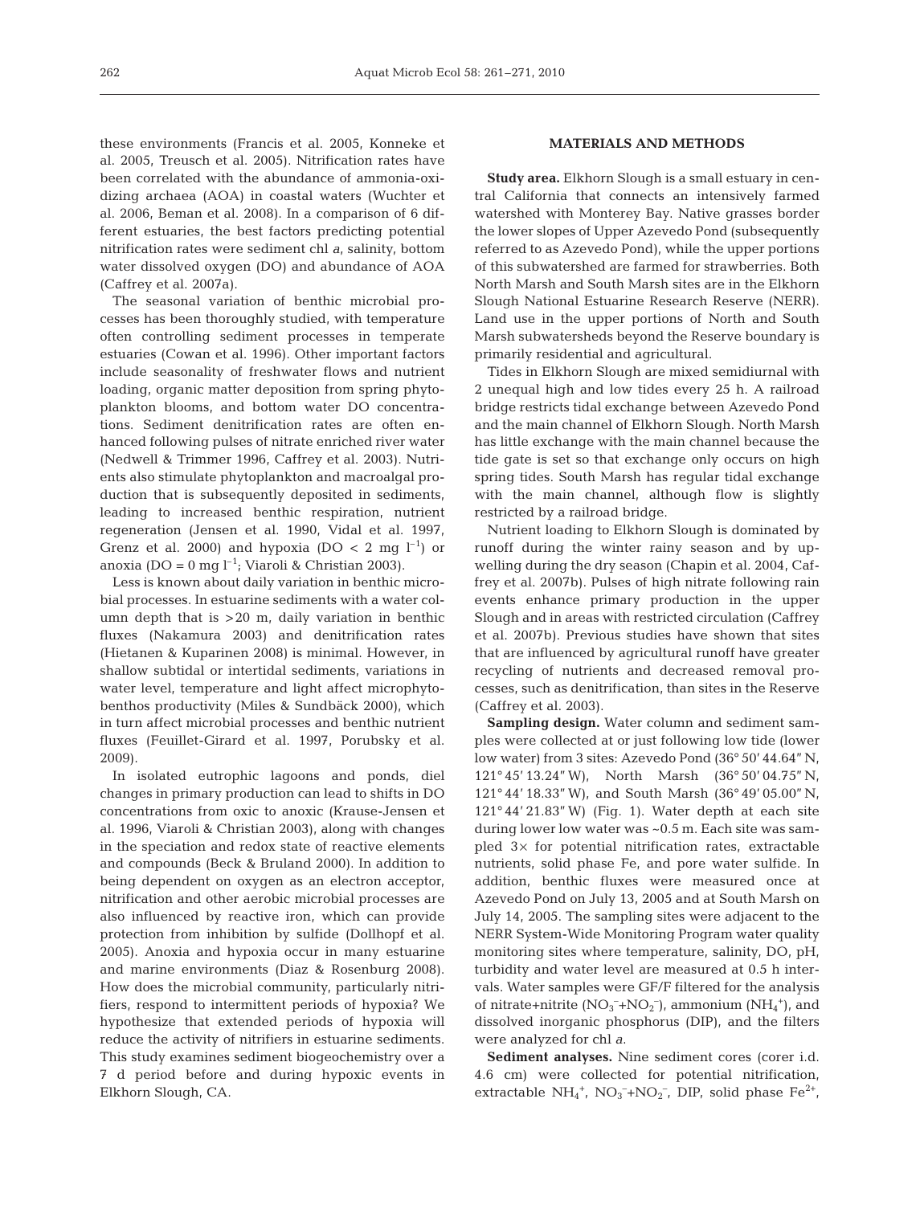these environments (Francis et al. 2005, Konneke et al. 2005, Treusch et al. 2005). Nitrification rates have been correlated with the abundance of ammonia-oxidizing archaea (AOA) in coastal waters (Wuchter et al. 2006, Beman et al. 2008). In a comparison of 6 different estuaries, the best factors predicting potential nitrification rates were sediment chl *a*, salinity, bottom water dissolved oxygen (DO) and abundance of AOA (Caffrey et al. 2007a).

The seasonal variation of benthic microbial processes has been thoroughly studied, with temperature often controlling sediment processes in temperate estuaries (Cowan et al. 1996). Other important factors include seasonality of freshwater flows and nutrient loading, organic matter deposition from spring phytoplankton blooms, and bottom water DO concentrations. Sediment denitrification rates are often enhanced following pulses of nitrate enriched river water (Nedwell & Trimmer 1996, Caffrey et al. 2003). Nutrients also stimulate phytoplankton and macroalgal production that is subsequently deposited in sediments, leading to increased benthic respiration, nutrient regeneration (Jensen et al. 1990, Vidal et al. 1997, Grenz et al. 2000) and hypoxia (DO < 2 mg $l^{-1}$) or anoxia (DO = 0 mg $l^{-1}$; Viaroli & Christian 2003).

Less is known about daily variation in benthic microbial processes. In estuarine sediments with a water column depth that is >20 m, daily variation in benthic fluxes (Nakamura 2003) and denitrification rates (Hietanen & Kuparinen 2008) is minimal. However, in shallow subtidal or intertidal sediments, variations in water level, temperature and light affect microphytobenthos productivity (Miles & Sundbäck 2000), which in turn affect microbial processes and benthic nutrient fluxes (Feuillet-Girard et al. 1997, Porubsky et al. 2009).

In isolated eutrophic lagoons and ponds, diel changes in primary production can lead to shifts in DO concentrations from oxic to anoxic (Krause-Jensen et al. 1996, Viaroli & Christian 2003), along with changes in the speciation and redox state of reactive elements and compounds (Beck & Bruland 2000). In addition to being dependent on oxygen as an electron acceptor, nitrification and other aerobic microbial processes are also influenced by reactive iron, which can provide protection from inhibition by sulfide (Dollhopf et al. 2005). Anoxia and hypoxia occur in many estuarine and marine environments (Diaz & Rosenburg 2008). How does the microbial community, particularly nitrifiers, respond to intermittent periods of hypoxia? We hypothesize that extended periods of hypoxia will reduce the activity of nitrifiers in estuarine sediments. This study examines sediment biogeochemistry over a 7 d period before and during hypoxic events in Elkhorn Slough, CA.

## MATERIALS AND METHODS

**Study area.** Elkhorn Slough is a small estuary in central California that connects an intensively farmed watershed with Monterey Bay. Native grasses border the lower slopes of Upper Azevedo Pond (subsequently referred to as Azevedo Pond), while the upper portions of this subwatershed are farmed for strawberries. Both North Marsh and South Marsh sites are in the Elkhorn Slough National Estuarine Research Reserve (NERR). Land use in the upper portions of North and South Marsh subwatersheds beyond the Reserve boundary is primarily residential and agricultural.

Tides in Elkhorn Slough are mixed semidiurnal with 2 unequal high and low tides every 25 h. A railroad bridge restricts tidal exchange between Azevedo Pond and the main channel of Elkhorn Slough. North Marsh has little exchange with the main channel because the tide gate is set so that exchange only occurs on high spring tides. South Marsh has regular tidal exchange with the main channel, although flow is slightly restricted by a railroad bridge.

Nutrient loading to Elkhorn Slough is dominated by runoff during the winter rainy season and by upwelling during the dry season (Chapin et al. 2004, Caffrey et al. 2007b). Pulses of high nitrate following rain events enhance primary production in the upper Slough and in areas with restricted circulation (Caffrey et al. 2007b). Previous studies have shown that sites that are influenced by agricultural runoff have greater recycling of nutrients and decreased removal processes, such as denitrification, than sites in the Reserve (Caffrey et al. 2003).

**Sampling design.** Water column and sediment samples were collected at or just following low tide (lower low water) from 3 sites: Azevedo Pond (36° 50′ 44.64″ N, 121° 45′ 13.24″ W), North Marsh (36° 50′ 04.75″ N, 121° 44′ 18.33″ W), and South Marsh (36° 49′ 05.00″ N, 121° 44′ 21.83″ W) (Fig. 1). Water depth at each site during lower low water was ~0.5 m. Each site was sampled 3× for potential nitrification rates, extractable nutrients, solid phase Fe, and pore water sulfide. In addition, benthic fluxes were measured once at Azevedo Pond on July 13, 2005 and at South Marsh on July 14, 2005. The sampling sites were adjacent to the NERR System-Wide Monitoring Program water quality monitoring sites where temperature, salinity, DO, pH, turbidity and water level are measured at 0.5 h intervals. Water samples were GF/F filtered for the analysis of nitrate+nitrite ($NO_3^-$+$NO_2^-$), ammonium ($NH_4^+$), and dissolved inorganic phosphorus (DIP), and the filters were analyzed for chl *a*.

**Sediment analyses.** Nine sediment cores (corer i.d. 4.6 cm) were collected for potential nitrification, extractable $NH_4^+$, $NO_3^-$+$NO_2^-$, DIP, solid phase $Fe^{2+}$,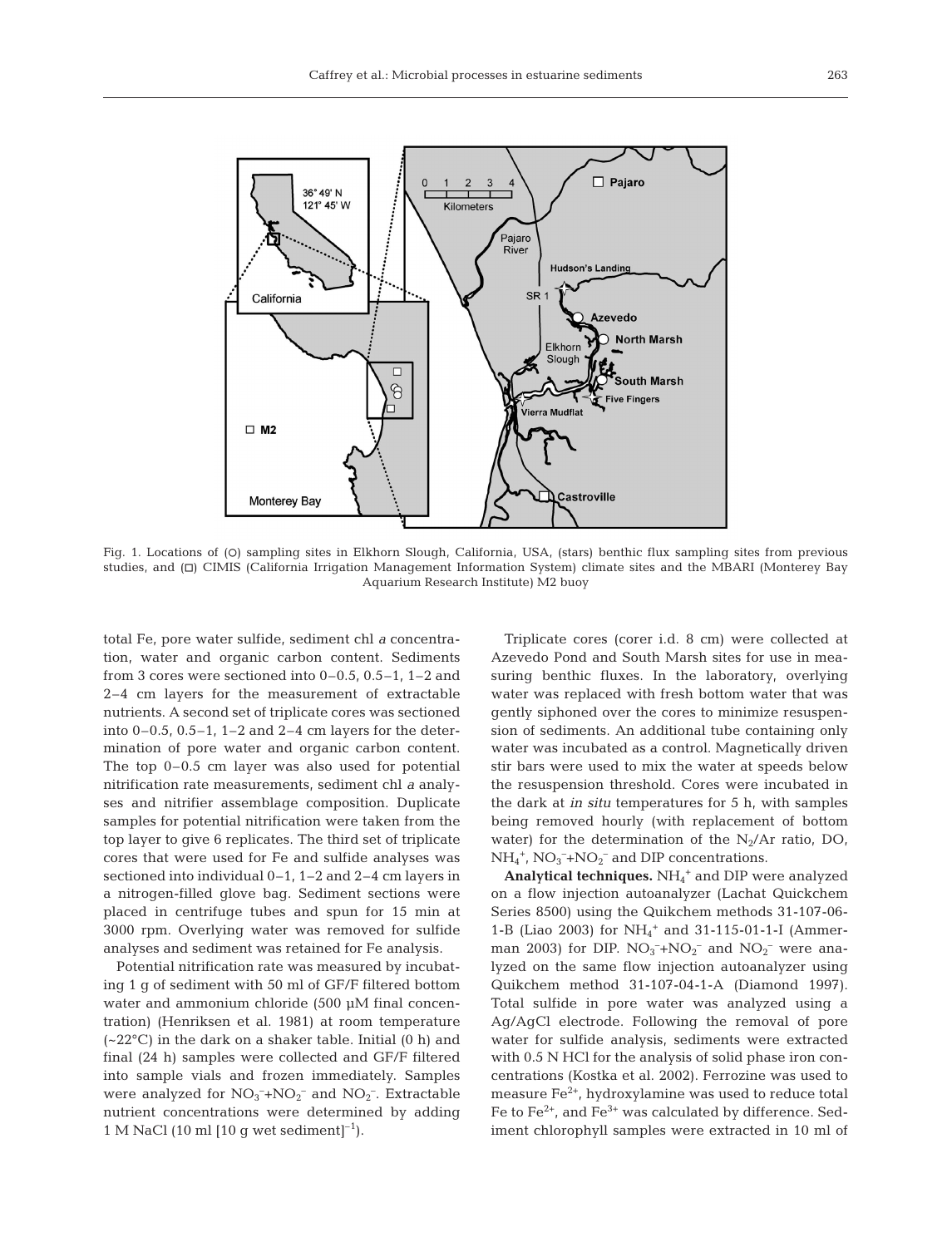Fig. 1. Locations of (○) sampling sites in Elkhorn Slough, California, USA, (stars) benthic flux sampling sites from previous studies, and (□) CIMIS (California Irrigation Management Information System) climate sites and the MBARI (Monterey Bay Aquarium Research Institute) M2 buoy

total Fe, pore water sulfide, sediment chl *a* concentration, water and organic carbon content. Sediments from 3 cores were sectioned into 0–0.5, 0.5–1, 1–2 and 2–4 cm layers for the measurement of extractable nutrients. A second set of triplicate cores was sectioned into 0–0.5, 0.5–1, 1–2 and 2–4 cm layers for the determination of pore water and organic carbon content. The top 0–0.5 cm layer was also used for potential nitrification rate measurements, sediment chl *a* analyses and nitrifier assemblage composition. Duplicate samples for potential nitrification were taken from the top layer to give 6 replicates. The third set of triplicate cores that were used for Fe and sulfide analyses was sectioned into individual 0–1, 1–2 and 2–4 cm layers in a nitrogen-filled glove bag. Sediment sections were placed in centrifuge tubes and spun for 15 min at 3000 rpm. Overlying water was removed for sulfide analyses and sediment was retained for Fe analysis.

Potential nitrification rate was measured by incubating 1 g of sediment with 50 ml of GF/F filtered bottom water and ammonium chloride (500 µM final concentration) (Henriksen et al. 1981) at room temperature (~22°C) in the dark on a shaker table. Initial (0 h) and final (24 h) samples were collected and GF/F filtered into sample vials and frozen immediately. Samples were analyzed for $NO_3^-$+$NO_2^-$ and $NO_2^-$. Extractable nutrient concentrations were determined by adding 1 M NaCl (10 ml [10 g wet sediment]$^{-1}$).

Triplicate cores (corer i.d. 8 cm) were collected at Azevedo Pond and South Marsh sites for use in measuring benthic fluxes. In the laboratory, overlying water was replaced with fresh bottom water that was gently siphoned over the cores to minimize resuspension of sediments. An additional tube containing only water was incubated as a control. Magnetically driven stir bars were used to mix the water at speeds below the resuspension threshold. Cores were incubated in the dark at *in situ* temperatures for 5 h, with samples being removed hourly (with replacement of bottom water) for the determination of the $N_2$/Ar ratio, DO, $NH_4^+$, $NO_3^-$+$NO_2^-$ and DIP concentrations.

**Analytical techniques.** $NH_4^+$ and DIP were analyzed on a flow injection autoanalyzer (Lachat Quickchem Series 8500) using the Quikchem methods 31-107-06-1-B (Liao 2003) for $NH_4^+$ and 31-115-01-1-I (Ammerman 2003) for DIP. $NO_3^-$+$NO_2^-$ and $NO_2^-$ were analyzed on the same flow injection autoanalyzer using Quikchem method 31-107-04-1-A (Diamond 1997). Total sulfide in pore water was analyzed using a Ag/AgCl electrode. Following the removal of pore water for sulfide analysis, sediments were extracted with 0.5 N HCl for the analysis of solid phase iron concentrations (Kostka et al. 2002). Ferrozine was used to measure $Fe^{2+}$, hydroxylamine was used to reduce total Fe to $Fe^{2+}$, and $Fe^{3+}$ was calculated by difference. Sediment chlorophyll samples were extracted in 10 ml of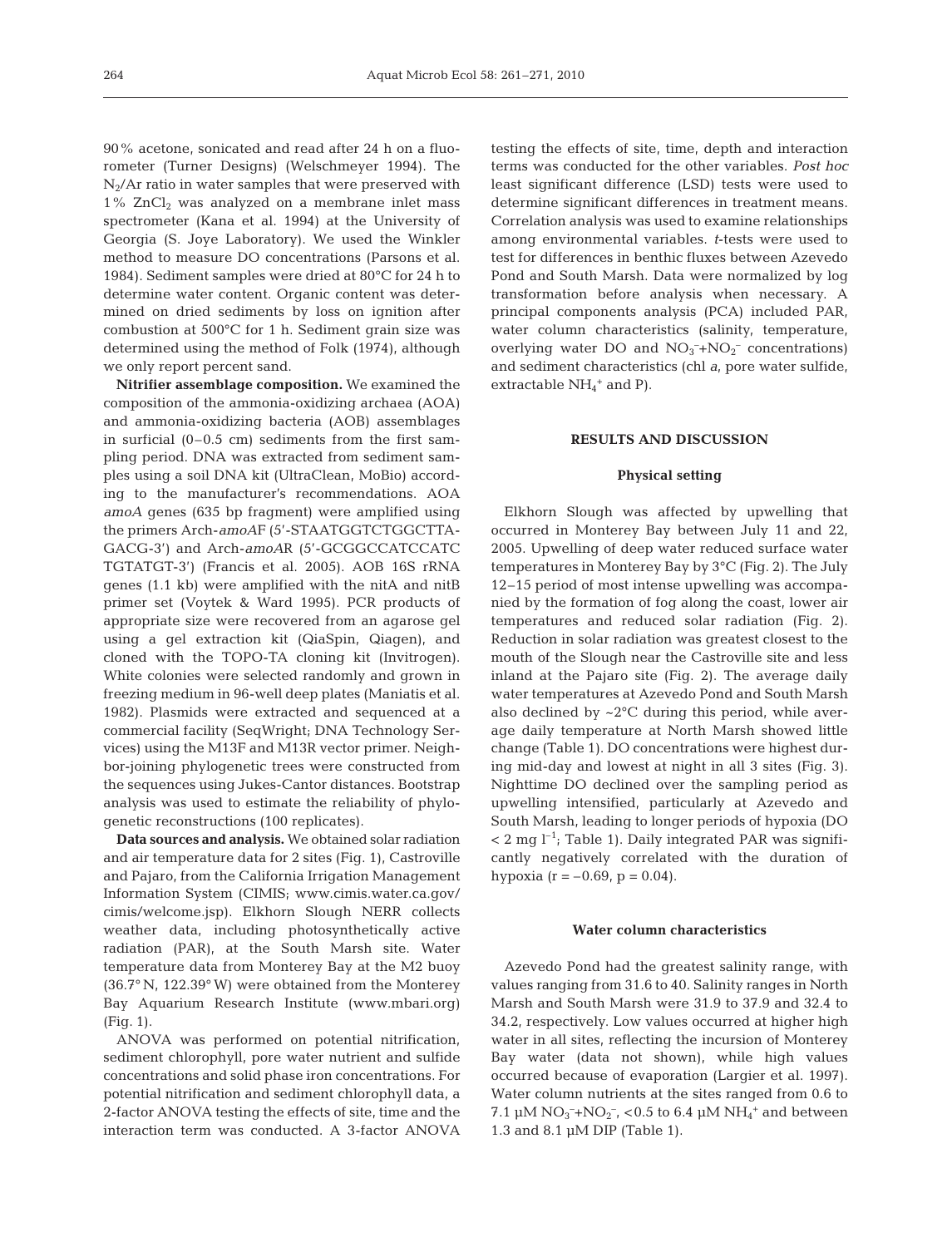90% acetone, sonicated and read after 24 h on a fluorometer (Turner Designs) (Welschmeyer 1994). The $N_2$/Ar ratio in water samples that were preserved with 1% $ZnCl_2$ was analyzed on a membrane inlet mass spectrometer (Kana et al. 1994) at the University of Georgia (S. Joye Laboratory). We used the Winkler method to measure DO concentrations (Parsons et al. 1984). Sediment samples were dried at 80°C for 24 h to determine water content. Organic content was determined on dried sediments by loss on ignition after combustion at 500°C for 1 h. Sediment grain size was determined using the method of Folk (1974), although we only report percent sand.

**Nitrifier assemblage composition.** We examined the composition of the ammonia-oxidizing archaea (AOA) and ammonia-oxidizing bacteria (AOB) assemblages in surficial (0–0.5 cm) sediments from the first sampling period. DNA was extracted from sediment samples using a soil DNA kit (UltraClean, MoBio) according to the manufacturer's recommendations. AOA *amoA* genes (635 bp fragment) were amplified using the primers Arch-*amoA*F (5'-STAATGGTCTGGCTTAGACG-3') and Arch-*amoA*R (5'-GCGGCCATCCATCTGTATGT-3') (Francis et al. 2005). AOB 16S rRNA genes (1.1 kb) were amplified with the nitA and nitB primer set (Voytek & Ward 1995). PCR products of appropriate size were recovered from an agarose gel using a gel extraction kit (QiaSpin, Qiagen), and cloned with the TOPO-TA cloning kit (Invitrogen). White colonies were selected randomly and grown in freezing medium in 96-well deep plates (Maniatis et al. 1982). Plasmids were extracted and sequenced at a commercial facility (SeqWright; DNA Technology Services) using the M13F and M13R vector primer. Neighbor-joining phylogenetic trees were constructed from the sequences using Jukes-Cantor distances. Bootstrap analysis was used to estimate the reliability of phylogenetic reconstructions (100 replicates).

**Data sources and analysis.** We obtained solar radiation and air temperature data for 2 sites (Fig. 1), Castroville and Pajaro, from the California Irrigation Management Information System (CIMIS; www.cimis.water.ca.gov/cimis/welcome.jsp). Elkhorn Slough NERR collects weather data, including photosynthetically active radiation (PAR), at the South Marsh site. Water temperature data from Monterey Bay at the M2 buoy (36.7° N, 122.39° W) were obtained from the Monterey Bay Aquarium Research Institute (www.mbari.org) (Fig. 1).

ANOVA was performed on potential nitrification, sediment chlorophyll, pore water nutrient and sulfide concentrations and solid phase iron concentrations. For potential nitrification and sediment chlorophyll data, a 2-factor ANOVA testing the effects of site, time and the interaction term was conducted. A 3-factor ANOVA testing the effects of site, time, depth and interaction terms was conducted for the other variables. *Post hoc* least significant difference (LSD) tests were used to determine significant differences in treatment means. Correlation analysis was used to examine relationships among environmental variables. *t*-tests were used to test for differences in benthic fluxes between Azevedo Pond and South Marsh. Data were normalized by log transformation before analysis when necessary. A principal components analysis (PCA) included PAR, water column characteristics (salinity, temperature, overlying water DO and $NO_3^-$+$NO_2^-$ concentrations) and sediment characteristics (chl *a*, pore water sulfide, extractable $NH_4^+$ and P).

## RESULTS AND DISCUSSION

### Physical setting

Elkhorn Slough was affected by upwelling that occurred in Monterey Bay between July 11 and 22, 2005. Upwelling of deep water reduced surface water temperatures in Monterey Bay by 3°C (Fig. 2). The July 12–15 period of most intense upwelling was accompanied by the formation of fog along the coast, lower air temperatures and reduced solar radiation (Fig. 2). Reduction in solar radiation was greatest closest to the mouth of the Slough near the Castroville site and less inland at the Pajaro site (Fig. 2). The average daily water temperatures at Azevedo Pond and South Marsh also declined by ~2°C during this period, while average daily temperature at North Marsh showed little change (Table 1). DO concentrations were highest during mid-day and lowest at night in all 3 sites (Fig. 3). Nighttime DO declined over the sampling period as upwelling intensified, particularly at Azevedo and South Marsh, leading to longer periods of hypoxia (DO < 2 mg $l^{-1}$; Table 1). Daily integrated PAR was significantly negatively correlated with the duration of hypoxia ($r = -0.69$, $p = 0.04$).

### Water column characteristics

Azevedo Pond had the greatest salinity range, with values ranging from 31.6 to 40. Salinity ranges in North Marsh and South Marsh were 31.9 to 37.9 and 32.4 to 34.2, respectively. Low values occurred at higher high water in all sites, reflecting the incursion of Monterey Bay water (data not shown), while high values occurred because of evaporation (Largier et al. 1997). Water column nutrients at the sites ranged from 0.6 to 7.1 µM $NO_3^-$+$NO_2^-$, <0.5 to 6.4 µM $NH_4^+$ and between 1.3 and 8.1 µM DIP (Table 1).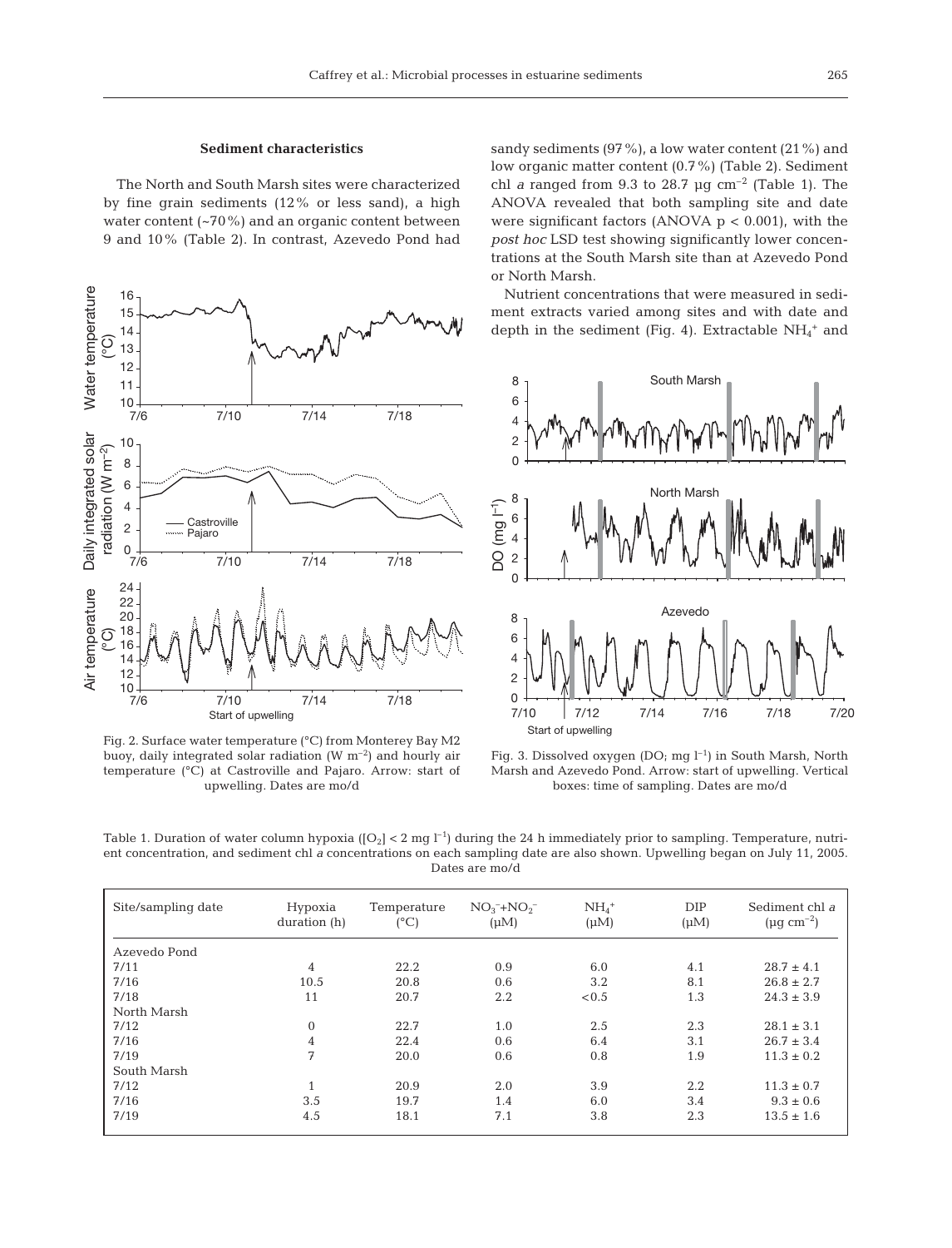### Sediment characteristics

The North and South Marsh sites were characterized by fine grain sediments (12% or less sand), a high water content (~70%) and an organic content between 9 and 10% (Table 2). In contrast, Azevedo Pond had sandy sediments (97%), a low water content (21%) and low organic matter content (0.7%) (Table 2). Sediment chl *a* ranged from 9.3 to 28.7 µg cm$^{-2}$ (Table 1). The ANOVA revealed that both sampling site and date were significant factors (ANOVA $p < 0.001$), with the *post hoc* LSD test showing significantly lower concentrations at the South Marsh site than at Azevedo Pond or North Marsh.

Nutrient concentrations that were measured in sediment extracts varied among sites and with date and depth in the sediment (Fig. 4). Extractable $NH_4^+$ and

Fig. 2. Surface water temperature (°C) from Monterey Bay M2 buoy, daily integrated solar radiation (W m$^{-2}$) and hourly air temperature (°C) at Castroville and Pajaro. Arrow: start of upwelling. Dates are mo/d

Fig. 3. Dissolved oxygen (DO; mg l$^{-1}$) in South Marsh, North Marsh and Azevedo Pond. Arrow: start of upwelling. Vertical boxes: time of sampling. Dates are mo/d

Table 1. Duration of water column hypoxia ($[O_2] < 2$ mg l$^{-1}$) during the 24 h immediately prior to sampling. Temperature, nutrient concentration, and sediment chl *a* concentrations on each sampling date are also shown. Upwelling began on July 11, 2005. Dates are mo/d

| Site/sampling date | Hypoxia duration (h) | Temperature (°C) | $NO_3^-+NO_2^-$ (µM) | $NH_4^+$ (µM) | DIP (µM) | Sediment chl *a* (µg cm$^{-2}$) |
|---|---|---|---|---|---|---|
| Azevedo Pond | | | | | | |
| 7/11 | 4 | 22.2 | 0.9 | 6.0 | 4.1 | 28.7 ± 4.1 |
| 7/16 | 10.5 | 20.8 | 0.6 | 3.2 | 8.1 | 26.8 ± 2.7 |
| 7/18 | 11 | 20.7 | 2.2 | <0.5 | 1.3 | 24.3 ± 3.9 |
| North Marsh | | | | | | |
| 7/12 | 0 | 22.7 | 1.0 | 2.5 | 2.3 | 28.1 ± 3.1 |
| 7/16 | 4 | 22.4 | 0.6 | 6.4 | 3.1 | 26.7 ± 3.4 |
| 7/19 | 7 | 20.0 | 0.6 | 0.8 | 1.9 | 11.3 ± 0.2 |
| South Marsh | | | | | | |
| 7/12 | 1 | 20.9 | 2.0 | 3.9 | 2.2 | 11.3 ± 0.7 |
| 7/16 | 3.5 | 19.7 | 1.4 | 6.0 | 3.4 | 9.3 ± 0.6 |
| 7/19 | 4.5 | 18.1 | 7.1 | 3.8 | 2.3 | 13.5 ± 1.6 |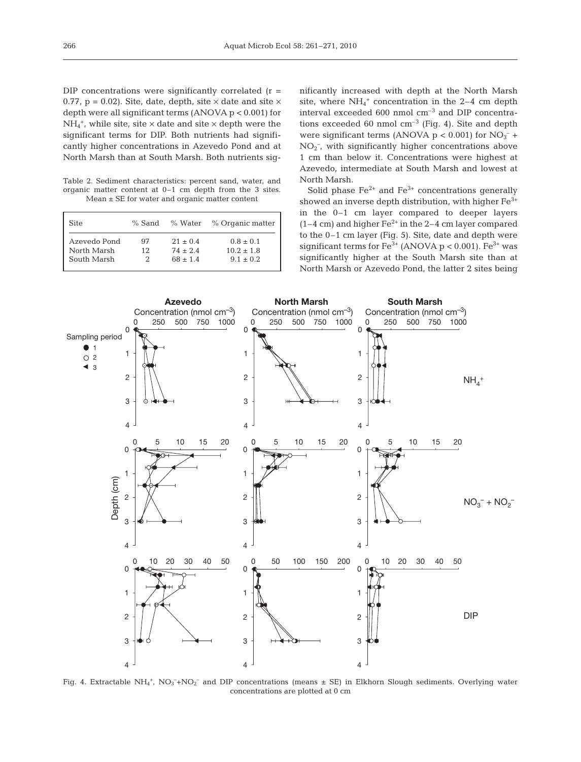DIP concentrations were significantly correlated (r = 0.77, p = 0.02). Site, date, depth, site × date and site × depth were all significant terms (ANOVA p < 0.001) for $NH_4^+$, while site, site × date and site × depth were the significant terms for DIP. Both nutrients had significantly higher concentrations in Azevedo Pond and at North Marsh than at South Marsh. Both nutrients significantly increased with depth at the North Marsh site, where $NH_4^+$ concentration in the 2–4 cm depth interval exceeded 600 nmol $cm^{-3}$ and DIP concentrations exceeded 60 nmol $cm^{-3}$ (Fig. 4). Site and depth were significant terms (ANOVA p < 0.001) for $NO_3^-$ + $NO_2^-$, with significantly higher concentrations above 1 cm than below it. Concentrations were highest at Azevedo, intermediate at South Marsh and lowest at North Marsh.

Table 2. Sediment characteristics: percent sand, water, and organic matter content at 0–1 cm depth from the 3 sites. Mean ± SE for water and organic matter content

| Site | % Sand | % Water | % Organic matter |
|---|---|---|---|
| Azevedo Pond | 97 | 21 ± 0.4 | 0.8 ± 0.1 |
| North Marsh | 12 | 74 ± 2.4 | 10.2 ± 1.8 |
| South Marsh | 2 | 68 ± 1.4 | 9.1 ± 0.2 |

Solid phase $Fe^{2+}$ and $Fe^{3+}$ concentrations generally showed an inverse depth distribution, with higher $Fe^{3+}$ in the 0–1 cm layer compared to deeper layers (1–4 cm) and higher $Fe^{2+}$ in the 2–4 cm layer compared to the 0–1 cm layer (Fig. 5). Site, date and depth were significant terms for $Fe^{3+}$ (ANOVA p < 0.001). $Fe^{3+}$ was significantly higher at the South Marsh site than at North Marsh or Azevedo Pond, the latter 2 sites being

Fig. 4. Extractable $NH_4^+$, $NO_3^-$+$NO_2^-$ and DIP concentrations (means ± SE) in Elkhorn Slough sediments. Overlying water concentrations are plotted at 0 cm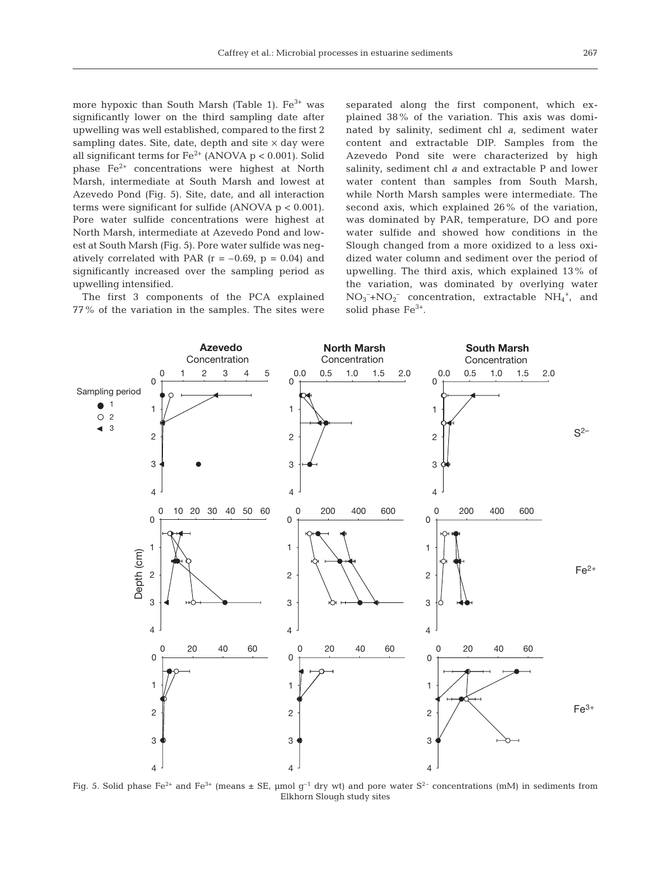more hypoxic than South Marsh (Table 1). $Fe^{3+}$ was significantly lower on the third sampling date after upwelling was well established, compared to the first 2 sampling dates. Site, date, depth and site × day were all significant terms for $Fe^{2+}$ (ANOVA $p < 0.001$). Solid phase $Fe^{2+}$ concentrations were highest at North Marsh, intermediate at South Marsh and lowest at Azevedo Pond (Fig. 5). Site, date, and all interaction terms were significant for sulfide (ANOVA $p < 0.001$). Pore water sulfide concentrations were highest at North Marsh, intermediate at Azevedo Pond and lowest at South Marsh (Fig. 5). Pore water sulfide was negatively correlated with PAR ($r = -0.69$, $p = 0.04$) and significantly increased over the sampling period as upwelling intensified.

The first 3 components of the PCA explained 77% of the variation in the samples. The sites were separated along the first component, which explained 38% of the variation. This axis was dominated by salinity, sediment chl *a*, sediment water content and extractable DIP. Samples from the Azevedo Pond site were characterized by high salinity, sediment chl *a* and extractable P and lower water content than samples from South Marsh, while North Marsh samples were intermediate. The second axis, which explained 26% of the variation, was dominated by PAR, temperature, DO and pore water sulfide and showed how conditions in the Slough changed from a more oxidized to a less oxidized water column and sediment over the period of upwelling. The third axis, which explained 13% of the variation, was dominated by overlying water $NO_3^-+NO_2^-$ concentration, extractable $NH_4^+$, and solid phase $Fe^{3+}$.

Fig. 5. Solid phase $Fe^{2+}$ and $Fe^{3+}$ (means ± SE, µmol $g^{-1}$ dry wt) and pore water $S^{2-}$ concentrations (mM) in sediments from Elkhorn Slough study sites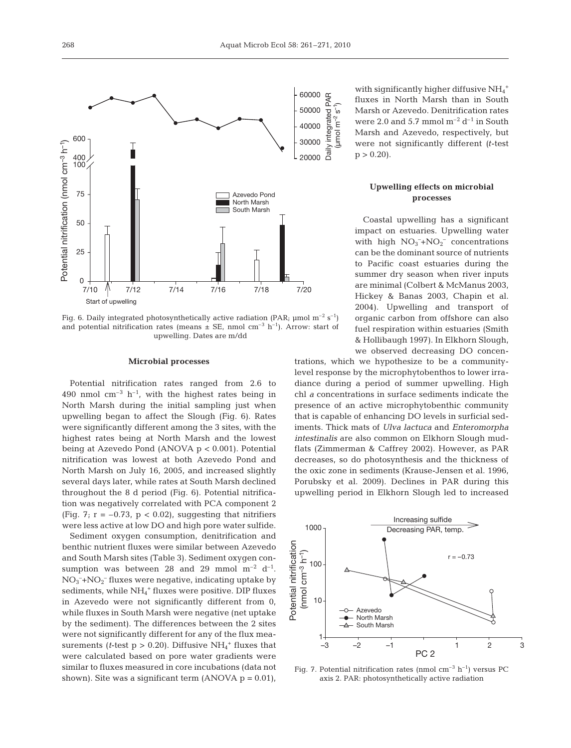Fig. 6. Daily integrated photosynthetically active radiation (PAR; µmol $m^{-2}$ $s^{-1}$) and potential nitrification rates (means ± SE, nmol $cm^{-3}$ $h^{-1}$). Arrow: start of upwelling. Dates are m/dd

### Microbial processes

Potential nitrification rates ranged from 2.6 to 490 nmol $cm^{-3}$ $h^{-1}$, with the highest rates being in North Marsh during the initial sampling just when upwelling began to affect the Slough (Fig. 6). Rates were significantly different among the 3 sites, with the highest rates being at North Marsh and the lowest being at Azevedo Pond (ANOVA $p < 0.001$). Potential nitrification was lowest at both Azevedo Pond and North Marsh on July 16, 2005, and increased slightly several days later, while rates at South Marsh declined throughout the 8 d period (Fig. 6). Potential nitrification was negatively correlated with PCA component 2 (Fig. 7; $r = -0.73$, $p < 0.02$), suggesting that nitrifiers were less active at low DO and high pore water sulfide.

Sediment oxygen consumption, denitrification and benthic nutrient fluxes were similar between Azevedo and South Marsh sites (Table 3). Sediment oxygen consumption was between 28 and 29 mmol $m^{-2}$ $d^{-1}$. $NO_3^-$+$NO_2^-$ fluxes were negative, indicating uptake by sediments, while $NH_4^+$ fluxes were positive. DIP fluxes in Azevedo were not significantly different from 0, while fluxes in South Marsh were negative (net uptake by the sediment). The differences between the 2 sites were not significantly different for any of the flux measurements (*t*-test $p > 0.20$). Diffusive $NH_4^+$ fluxes that were calculated based on pore water gradients were similar to fluxes measured in core incubations (data not shown). Site was a significant term (ANOVA $p = 0.01$), with significantly higher diffusive $NH_4^+$ fluxes in North Marsh than in South Marsh or Azevedo. Denitrification rates were 2.0 and 5.7 mmol $m^{-2}$ $d^{-1}$ in South Marsh and Azevedo, respectively, but were not significantly different (*t*-test $p > 0.20$).

### Upwelling effects on microbial processes

Coastal upwelling has a significant impact on estuaries. Upwelling water with high $NO_3^-$+$NO_2^-$ concentrations can be the dominant source of nutrients to Pacific coast estuaries during the summer dry season when river inputs are minimal (Colbert & McManus 2003, Hickey & Banas 2003, Chapin et al. 2004). Upwelling and transport of organic carbon from offshore can also fuel respiration within estuaries (Smith & Hollibaugh 1997). In Elkhorn Slough, we observed decreasing DO concentrations, which we hypothesize to be a community-level response by the microphytobenthos to lower irradiance during a period of summer upwelling. High chl *a* concentrations in surface sediments indicate the presence of an active microphytobenthic community that is capable of enhancing DO levels in surficial sediments. Thick mats of *Ulva lactuca* and *Enteromorpha intestinalis* are also common on Elkhorn Slough mudflats (Zimmerman & Caffrey 2002). However, as PAR decreases, so do photosynthesis and the thickness of the oxic zone in sediments (Krause-Jensen et al. 1996, Porubsky et al. 2009). Declines in PAR during this upwelling period in Elkhorn Slough led to increased

Fig. 7. Potential nitrification rates (nmol $cm^{-3}$ $h^{-1}$) versus PC axis 2. PAR: photosynthetically active radiation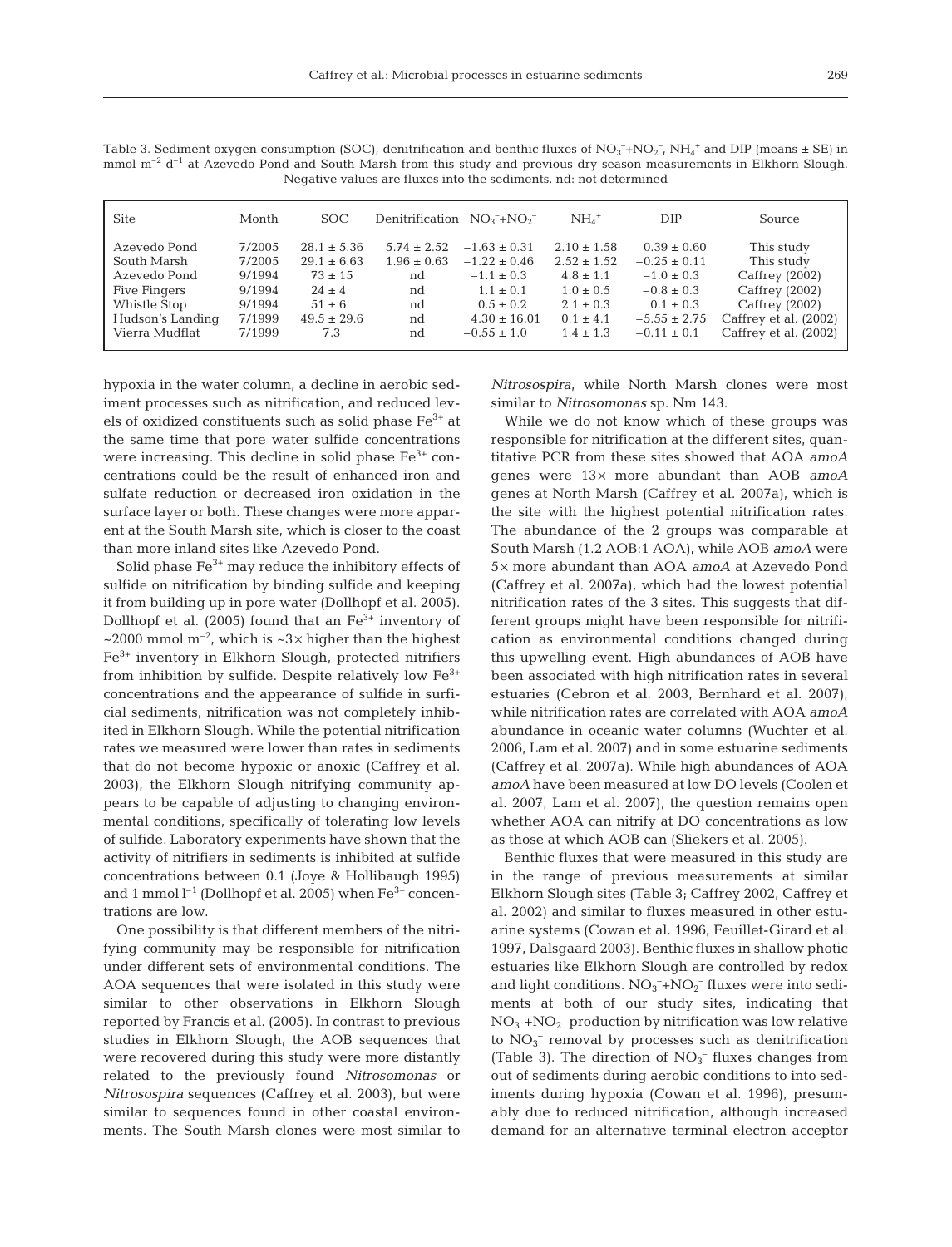Table 3. Sediment oxygen consumption (SOC), denitrification and benthic fluxes of $NO_3^-$+$NO_2^-$, $NH_4^+$ and DIP (means ± SE) in mmol $m^{-2}$ $d^{-1}$ at Azevedo Pond and South Marsh from this study and previous dry season measurements in Elkhorn Slough. Negative values are fluxes into the sediments. nd: not determined

| Site | Month | SOC | Denitrification | $NO_3^-$+$NO_2^-$ | $NH_4^+$ | DIP | Source |
|---|---|---|---|---|---|---|---|
| Azevedo Pond | 7/2005 | 28.1 ± 5.36 | 5.74 ± 2.52 | −1.63 ± 0.31 | 2.10 ± 1.58 | 0.39 ± 0.60 | This study |
| South Marsh | 7/2005 | 29.1 ± 6.63 | 1.96 ± 0.63 | −1.22 ± 0.46 | 2.52 ± 1.52 | −0.25 ± 0.11 | This study |
| Azevedo Pond | 9/1994 | 73 ± 15 | nd | −1.1 ± 0.3 | 4.8 ± 1.1 | −1.0 ± 0.3 | Caffrey (2002) |
| Five Fingers | 9/1994 | 24 ± 4 | nd | 1.1 ± 0.1 | 1.0 ± 0.5 | −0.8 ± 0.3 | Caffrey (2002) |
| Whistle Stop | 9/1994 | 51 ± 6 | nd | 0.5 ± 0.2 | 2.1 ± 0.3 | 0.1 ± 0.3 | Caffrey (2002) |
| Hudson's Landing | 7/1999 | 49.5 ± 29.6 | nd | 4.30 ± 16.01 | 0.1 ± 4.1 | −5.55 ± 2.75 | Caffrey et al. (2002) |
| Vierra Mudflat | 7/1999 | 7.3 | nd | −0.55 ± 1.0 | 1.4 ± 1.3 | −0.11 ± 0.1 | Caffrey et al. (2002) |

hypoxia in the water column, a decline in aerobic sediment processes such as nitrification, and reduced levels of oxidized constituents such as solid phase $Fe^{3+}$ at the same time that pore water sulfide concentrations were increasing. This decline in solid phase $Fe^{3+}$ concentrations could be the result of enhanced iron and sulfate reduction or decreased iron oxidation in the surface layer or both. These changes were more apparent at the South Marsh site, which is closer to the coast than more inland sites like Azevedo Pond.

Solid phase $Fe^{3+}$ may reduce the inhibitory effects of sulfide on nitrification by binding sulfide and keeping it from building up in pore water (Dollhopf et al. 2005). Dollhopf et al. (2005) found that an $Fe^{3+}$ inventory of ~2000 mmol $m^{-2}$, which is ~3× higher than the highest $Fe^{3+}$ inventory in Elkhorn Slough, protected nitrifiers from inhibition by sulfide. Despite relatively low $Fe^{3+}$ concentrations and the appearance of sulfide in surficial sediments, nitrification was not completely inhibited in Elkhorn Slough. While the potential nitrification rates we measured were lower than rates in sediments that do not become hypoxic or anoxic (Caffrey et al. 2003), the Elkhorn Slough nitrifying community appears to be capable of adjusting to changing environmental conditions, specifically of tolerating low levels of sulfide. Laboratory experiments have shown that the activity of nitrifiers in sediments is inhibited at sulfide concentrations between 0.1 (Joye & Hollibaugh 1995) and 1 mmol $l^{-1}$ (Dollhopf et al. 2005) when $Fe^{3+}$ concentrations are low.

One possibility is that different members of the nitrifying community may be responsible for nitrification under different sets of environmental conditions. The AOA sequences that were isolated in this study were similar to other observations in Elkhorn Slough reported by Francis et al. (2005). In contrast to previous studies in Elkhorn Slough, the AOB sequences that were recovered during this study were more distantly related to the previously found *Nitrosomonas* or *Nitrosospira* sequences (Caffrey et al. 2003), but were similar to sequences found in other coastal environments. The South Marsh clones were most similar to *Nitrosospira*, while North Marsh clones were most similar to *Nitrosomonas* sp. Nm 143.

While we do not know which of these groups was responsible for nitrification at the different sites, quantitative PCR from these sites showed that AOA *amoA* genes were 13× more abundant than AOB *amoA* genes at North Marsh (Caffrey et al. 2007a), which is the site with the highest potential nitrification rates. The abundance of the 2 groups was comparable at South Marsh (1.2 AOB:1 AOA), while AOB *amoA* were 5× more abundant than AOA *amoA* at Azevedo Pond (Caffrey et al. 2007a), which had the lowest potential nitrification rates of the 3 sites. This suggests that different groups might have been responsible for nitrification as environmental conditions changed during this upwelling event. High abundances of AOB have been associated with high nitrification rates in several estuaries (Cebron et al. 2003, Bernhard et al. 2007), while nitrification rates are correlated with AOA *amoA* abundance in oceanic water columns (Wuchter et al. 2006, Lam et al. 2007) and in some estuarine sediments (Caffrey et al. 2007a). While high abundances of AOA *amoA* have been measured at low DO levels (Coolen et al. 2007, Lam et al. 2007), the question remains open whether AOA can nitrify at DO concentrations as low as those at which AOB can (Sliekers et al. 2005).

Benthic fluxes that were measured in this study are in the range of previous measurements at similar Elkhorn Slough sites (Table 3; Caffrey 2002, Caffrey et al. 2002) and similar to fluxes measured in other estuarine systems (Cowan et al. 1996, Feuillet-Girard et al. 1997, Dalsgaard 2003). Benthic fluxes in shallow photic estuaries like Elkhorn Slough are controlled by redox and light conditions. $NO_3^-$+$NO_2^-$ fluxes were into sediments at both of our study sites, indicating that $NO_3^-$+$NO_2^-$ production by nitrification was low relative to $NO_3^-$ removal by processes such as denitrification (Table 3). The direction of $NO_3^-$ fluxes changes from out of sediments during aerobic conditions to into sediments during hypoxia (Cowan et al. 1996), presumably due to reduced nitrification, although increased demand for an alternative terminal electron acceptor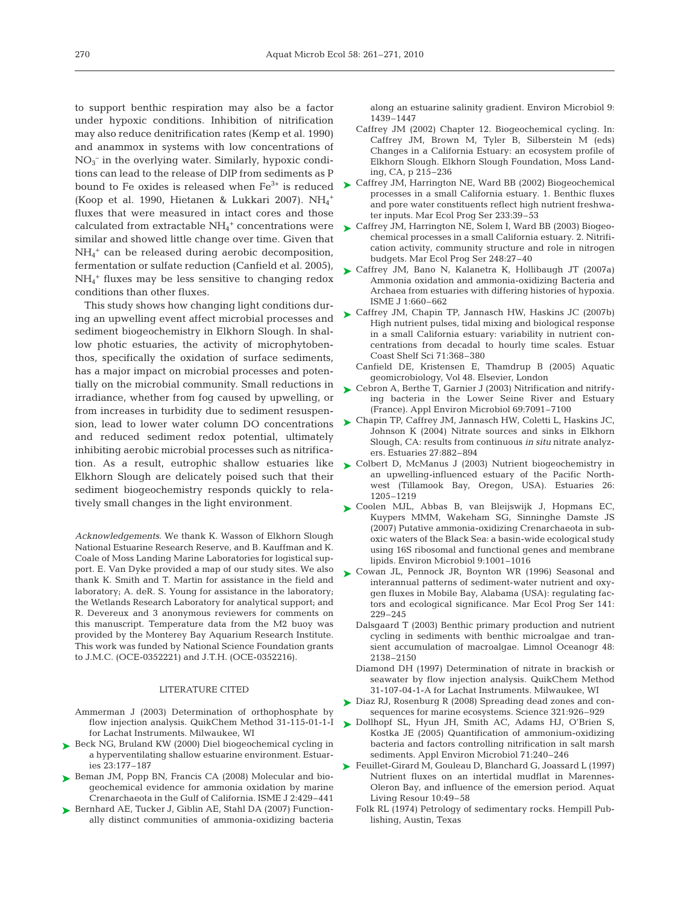to support benthic respiration may also be a factor under hypoxic conditions. Inhibition of nitrification may also reduce denitrification rates (Kemp et al. 1990) and anammox in systems with low concentrations of $NO_3^-$ in the overlying water. Similarly, hypoxic conditions can lead to the release of DIP from sediments as P bound to Fe oxides is released when $Fe^{3+}$ is reduced (Koop et al. 1990, Hietanen & Lukkari 2007). $NH_4^+$ fluxes that were measured in intact cores and those calculated from extractable $NH_4^+$ concentrations were similar and showed little change over time. Given that $NH_4^+$ can be released during aerobic decomposition, fermentation or sulfate reduction (Canfield et al. 2005), $NH_4^+$ fluxes may be less sensitive to changing redox conditions than other fluxes.

This study shows how changing light conditions during an upwelling event affect microbial processes and sediment biogeochemistry in Elkhorn Slough. In shallow photic estuaries, the activity of microphytobenthos, specifically the oxidation of surface sediments, has a major impact on microbial processes and potentially on the microbial community. Small reductions in irradiance, whether from fog caused by upwelling, or from increases in turbidity due to sediment resuspension, lead to lower water column DO concentrations and reduced sediment redox potential, ultimately inhibiting aerobic microbial processes such as nitrification. As a result, eutrophic shallow estuaries like Elkhorn Slough are delicately poised such that their sediment biogeochemistry responds quickly to relatively small changes in the light environment.

*Acknowledgements.* We thank K. Wasson of Elkhorn Slough National Estuarine Research Reserve, and B. Kauffman and K. Coale of Moss Landing Marine Laboratories for logistical support. E. Van Dyke provided a map of our study sites. We also thank K. Smith and T. Martin for assistance in the field and laboratory; A. deR. S. Young for assistance in the laboratory; the Wetlands Research Laboratory for analytical support; and R. Devereux and 3 anonymous reviewers for comments on this manuscript. Temperature data from the M2 buoy was provided by the Monterey Bay Aquarium Research Institute. This work was funded by National Science Foundation grants to J.M.C. (OCE-0352221) and J.T.H. (OCE-0352216).

## LITERATURE CITED

Ammerman J (2003) Determination of orthophosphate by flow injection analysis. QuikChem Method 31-115-01-1-I for Lachat Instruments. Milwaukee, WI

Beck NG, Bruland KW (2000) Diel biogeochemical cycling in a hyperventilating shallow estuarine environment. Estuaries 23:177–187

Beman JM, Popp BN, Francis CA (2008) Molecular and biogeochemical evidence for ammonia oxidation by marine Crenarchaeota in the Gulf of California. ISME J 2:429–441

Bernhard AE, Tucker J, Giblin AE, Stahl DA (2007) Functionally distinct communities of ammonia-oxidizing bacteria along an estuarine salinity gradient. Environ Microbiol 9: 1439–1447

Caffrey JM (2002) Chapter 12. Biogeochemical cycling. In: Caffrey JM, Brown M, Tyler B, Silberstein M (eds) Changes in a California Estuary: an ecosystem profile of Elkhorn Slough. Elkhorn Slough Foundation, Moss Landing, CA, p 215–236

Caffrey JM, Harrington NE, Ward BB (2002) Biogeochemical processes in a small California estuary. 1. Benthic fluxes and pore water constituents reflect high nutrient freshwater inputs. Mar Ecol Prog Ser 233:39–53

Caffrey JM, Harrington NE, Solem I, Ward BB (2003) Biogeochemical processes in a small California estuary. 2. Nitrification activity, community structure and role in nitrogen budgets. Mar Ecol Prog Ser 248:27–40

Caffrey JM, Bano N, Kalanetra K, Hollibaugh JT (2007a) Ammonia oxidation and ammonia-oxidizing Bacteria and Archaea from estuaries with differing histories of hypoxia. ISME J 1:660–662

Caffrey JM, Chapin TP, Jannasch HW, Haskins JC (2007b) High nutrient pulses, tidal mixing and biological response in a small California estuary: variability in nutrient concentrations from decadal to hourly time scales. Estuar Coast Shelf Sci 71:368–380

Canfield DE, Kristensen E, Thamdrup B (2005) Aquatic geomicrobiology, Vol 48. Elsevier, London

Cebron A, Berthe T, Garnier J (2003) Nitrification and nitrifying bacteria in the Lower Seine River and Estuary (France). Appl Environ Microbiol 69:7091–7100

Chapin TP, Caffrey JM, Jannasch HW, Coletti L, Haskins JC, Johnson K (2004) Nitrate sources and sinks in Elkhorn Slough, CA: results from continuous *in situ* nitrate analyzers. Estuaries 27:882–894

Colbert D, McManus J (2003) Nutrient biogeochemistry in an upwelling-influenced estuary of the Pacific Northwest (Tillamook Bay, Oregon, USA). Estuaries 26: 1205–1219

Coolen MJL, Abbas B, van Bleijswijk J, Hopmans EC, Kuypers MMM, Wakeham SG, Sinninghe Damste JS (2007) Putative ammonia-oxidizing Crenarchaeota in suboxic waters of the Black Sea: a basin-wide ecological study using 16S ribosomal and functional genes and membrane lipids. Environ Microbiol 9:1001–1016

Cowan JL, Pennock JR, Boynton WR (1996) Seasonal and interannual patterns of sediment-water nutrient and oxygen fluxes in Mobile Bay, Alabama (USA): regulating factors and ecological significance. Mar Ecol Prog Ser 141: 229–245

Dalsgaard T (2003) Benthic primary production and nutrient cycling in sediments with benthic microalgae and transient accumulation of macroalgae. Limnol Oceanogr 48: 2138–2150

Diamond DH (1997) Determination of nitrate in brackish or seawater by flow injection analysis. QuikChem Method 31-107-04-1-A for Lachat Instruments. Milwaukee, WI

Diaz RJ, Rosenburg R (2008) Spreading dead zones and consequences for marine ecosystems. Science 321:926–929

Dollhopf SL, Hyun JH, Smith AC, Adams HJ, O'Brien S, Kostka JE (2005) Quantification of ammonium-oxidizing bacteria and factors controlling nitrification in salt marsh sediments. Appl Environ Microbiol 71:240–246

Feuillet-Girard M, Gouleau D, Blanchard G, Joassard L (1997) Nutrient fluxes on an intertidal mudflat in Marennes-Oleron Bay, and influence of the emersion period. Aquat Living Resour 10:49–58

Folk RL (1974) Petrology of sedimentary rocks. Hempill Publishing, Austin, Texas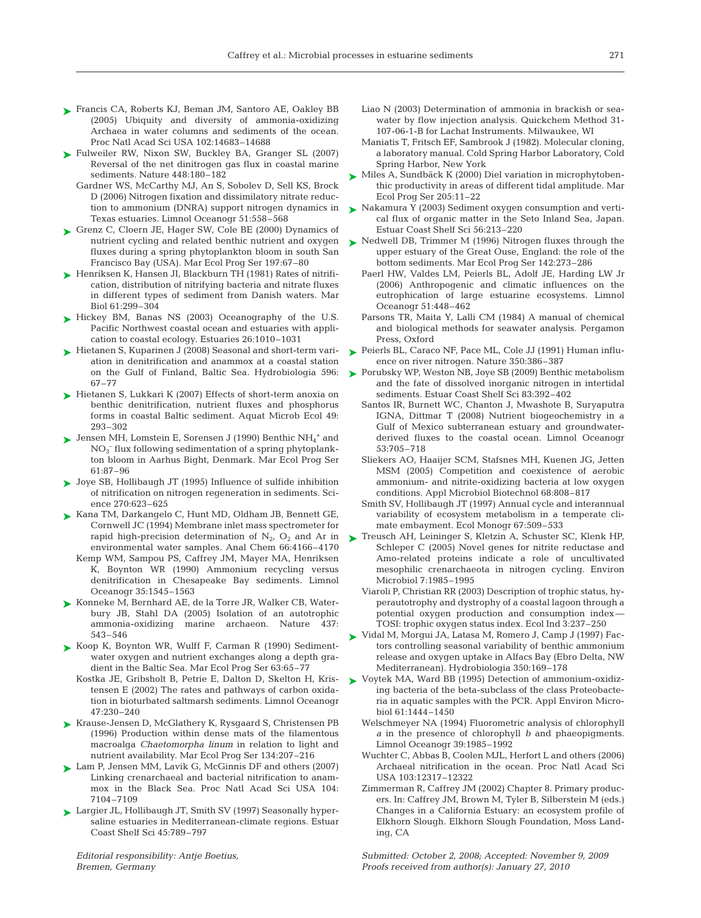Francis CA, Roberts KJ, Beman JM, Santoro AE, Oakley BB (2005) Ubiquity and diversity of ammonia-oxidizing Archaea in water columns and sediments of the ocean. Proc Natl Acad Sci USA 102:14683–14688

Fulweiler RW, Nixon SW, Buckley BA, Granger SL (2007) Reversal of the net dinitrogen gas flux in coastal marine sediments. Nature 448:180–182

Gardner WS, McCarthy MJ, An S, Sobolev D, Sell KS, Brock D (2006) Nitrogen fixation and dissimilatory nitrate reduction to ammonium (DNRA) support nitrogen dynamics in Texas estuaries. Limnol Oceanogr 51:558–568

Grenz C, Cloern JE, Hager SW, Cole BE (2000) Dynamics of nutrient cycling and related benthic nutrient and oxygen fluxes during a spring phytoplankton bloom in south San Francisco Bay (USA). Mar Ecol Prog Ser 197:67–80

Henriksen K, Hansen JI, Blackburn TH (1981) Rates of nitrification, distribution of nitrifying bacteria and nitrate fluxes in different types of sediment from Danish waters. Mar Biol 61:299–304

Hickey BM, Banas NS (2003) Oceanography of the U.S. Pacific Northwest coastal ocean and estuaries with application to coastal ecology. Estuaries 26:1010–1031

Hietanen S, Kuparinen J (2008) Seasonal and short-term variation in denitrification and anammox at a coastal station on the Gulf of Finland, Baltic Sea. Hydrobiologia 596: 67–77

Hietanen S, Lukkari K (2007) Effects of short-term anoxia on benthic denitrification, nutrient fluxes and phosphorus forms in coastal Baltic sediment. Aquat Microb Ecol 49: 293–302

Jensen MH, Lomstein E, Sorensen J (1990) Benthic $NH_4^+$ and $NO_3^-$ flux following sedimentation of a spring phytoplankton bloom in Aarhus Bight, Denmark. Mar Ecol Prog Ser 61:87–96

Joye SB, Hollibaugh JT (1995) Influence of sulfide inhibition of nitrification on nitrogen regeneration in sediments. Science 270:623–625

Kana TM, Darkangelo C, Hunt MD, Oldham JB, Bennett GE, Cornwell JC (1994) Membrane inlet mass spectrometer for rapid high-precision determination of $N_2$, $O_2$ and Ar in environmental water samples. Anal Chem 66:4166–4170

Kemp WM, Sampou PS, Caffrey JM, Mayer MA, Henriksen K, Boynton WR (1990) Ammonium recycling versus denitrification in Chesapeake Bay sediments. Limnol Oceanogr 35:1545–1563

Konneke M, Bernhard AE, de la Torre JR, Walker CB, Waterbury JB, Stahl DA (2005) Isolation of an autotrophic ammonia-oxidizing marine archaeon. Nature 437: 543–546

Koop K, Boynton WR, Wulff F, Carman R (1990) Sediment-water oxygen and nutrient exchanges along a depth gradient in the Baltic Sea. Mar Ecol Prog Ser 63:65–77

Kostka JE, Gribsholt B, Petrie E, Dalton D, Skelton H, Kristensen E (2002) The rates and pathways of carbon oxidation in bioturbated saltmarsh sediments. Limnol Oceanogr 47:230–240

Krause-Jensen D, McGlathery K, Rysgaard S, Christensen PB (1996) Production within dense mats of the filamentous macroalga *Chaetomorpha linum* in relation to light and nutrient availability. Mar Ecol Prog Ser 134:207–216

Lam P, Jensen MM, Lavik G, McGinnis DF and others (2007) Linking crenarchaeal and bacterial nitrification to anammox in the Black Sea. Proc Natl Acad Sci USA 104: 7104–7109

Largier JL, Hollibaugh JT, Smith SV (1997) Seasonally hypersaline estuaries in Mediterranean-climate regions. Estuar Coast Shelf Sci 45:789–797

Liao N (2003) Determination of ammonia in brackish or seawater by flow injection analysis. Quickchem Method 31-107-06-1-B for Lachat Instruments. Milwaukee, WI

Maniatis T, Fritsch EF, Sambrook J (1982). Molecular cloning, a laboratory manual. Cold Spring Harbor Laboratory, Cold Spring Harbor, New York

Miles A, Sundbäck K (2000) Diel variation in microphytobenthic productivity in areas of different tidal amplitude. Mar Ecol Prog Ser 205:11–22

Nakamura Y (2003) Sediment oxygen consumption and vertical flux of organic matter in the Seto Inland Sea, Japan. Estuar Coast Shelf Sci 56:213–220

Nedwell DB, Trimmer M (1996) Nitrogen fluxes through the upper estuary of the Great Ouse, England: the role of the bottom sediments. Mar Ecol Prog Ser 142:273–286

Paerl HW, Valdes LM, Peierls BL, Adolf JE, Harding LW Jr (2006) Anthropogenic and climatic influences on the eutrophication of large estuarine ecosystems. Limnol Oceanogr 51:448–462

Parsons TR, Maita Y, Lalli CM (1984) A manual of chemical and biological methods for seawater analysis. Pergamon Press, Oxford

Peierls BL, Caraco NF, Pace ML, Cole JJ (1991) Human influence on river nitrogen. Nature 350:386–387

Porubsky WP, Weston NB, Joye SB (2009) Benthic metabolism and the fate of dissolved inorganic nitrogen in intertidal sediments. Estuar Coast Shelf Sci 83:392–402

Santos IR, Burnett WC, Chanton J, Mwashote B, Suryaputra IGNA, Dittmar T (2008) Nutrient biogeochemistry in a Gulf of Mexico subterranean estuary and groundwater-derived fluxes to the coastal ocean. Limnol Oceanogr 53:705–718

Sliekers AO, Haaijer SCM, Stafsnes MH, Kuenen JG, Jetten MSM (2005) Competition and coexistence of aerobic ammonium- and nitrite-oxidizing bacteria at low oxygen conditions. Appl Microbiol Biotechnol 68:808–817

Smith SV, Hollibaugh JT (1997) Annual cycle and interannual variability of ecosystem metabolism in a temperate climate embayment. Ecol Monogr 67:509–533

Treusch AH, Leininger S, Kletzin A, Schuster SC, Klenk HP, Schleper C (2005) Novel genes for nitrite reductase and Amo-related proteins indicate a role of uncultivated mesophilic crenarchaeota in nitrogen cycling. Environ Microbiol 7:1985–1995

Viaroli P, Christian RR (2003) Description of trophic status, hyperautotrophy and dystrophy of a coastal lagoon through a potential oxygen production and consumption index—TOSI: trophic oxygen status index. Ecol Ind 3:237–250

Vidal M, Morgui JA, Latasa M, Romero J, Camp J (1997) Factors controlling seasonal variability of benthic ammonium release and oxygen uptake in Alfacs Bay (Ebro Delta, NW Mediterranean). Hydrobiologia 350:169–178

Voytek MA, Ward BB (1995) Detection of ammonium-oxidizing bacteria of the beta-subclass of the class Proteobacteria in aquatic samples with the PCR. Appl Environ Microbiol 61:1444–1450

Welschmeyer NA (1994) Fluorometric analysis of chlorophyll *a* in the presence of chlorophyll *b* and phaeopigments. Limnol Oceanogr 39:1985–1992

Wuchter C, Abbas B, Coolen MJL, Herfort L and others (2006) Archaeal nitrification in the ocean. Proc Natl Acad Sci USA 103:12317–12322

Zimmerman R, Caffrey JM (2002) Chapter 8. Primary producers. In: Caffrey JM, Brown M, Tyler B, Silberstein M (eds.) Changes in a California Estuary: an ecosystem profile of Elkhorn Slough. Elkhorn Slough Foundation, Moss Landing, CA

*Editorial responsibility: Antje Boetius, Bremen, Germany*

*Submitted: October 2, 2008; Accepted: November 9, 2009*
*Proofs received from author(s): January 27, 2010*